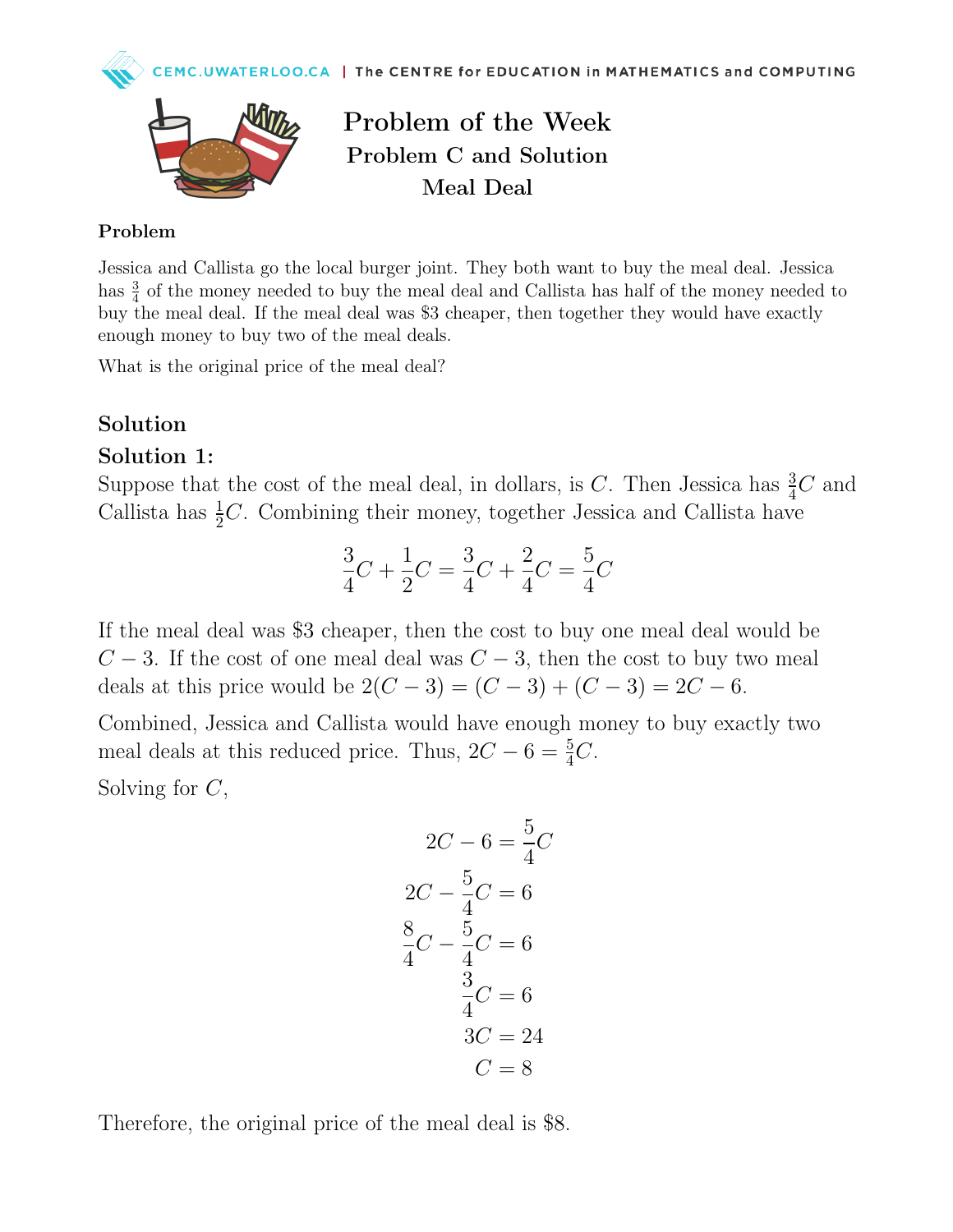# Problem of the Week
## Problem C and Solution
## Meal Deal

### Problem

Jessica and Callista go the local burger joint. They both want to buy the meal deal. Jessica has $\frac{3}{4}$ of the money needed to buy the meal deal and Callista has half of the money needed to buy the meal deal. If the meal deal was \$3 cheaper, then together they would have exactly enough money to buy two of the meal deals.

What is the original price of the meal deal?

## Solution

### Solution 1:

Suppose that the cost of the meal deal, in dollars, is $C$. Then Jessica has $\frac{3}{4}C$ and Callista has $\frac{1}{2}C$. Combining their money, together Jessica and Callista have

$$\frac{3}{4}C + \frac{1}{2}C = \frac{3}{4}C + \frac{2}{4}C = \frac{5}{4}C$$

If the meal deal was \$3 cheaper, then the cost to buy one meal deal would be $C - 3$. If the cost of one meal deal was $C - 3$, then the cost to buy two meal deals at this price would be $2(C - 3) = (C - 3) + (C - 3) = 2C - 6$.

Combined, Jessica and Callista would have enough money to buy exactly two meal deals at this reduced price. Thus, $2C - 6 = \frac{5}{4}C$.

Solving for $C$,

$$\begin{aligned}
2C - 6 &= \frac{5}{4}C \\
2C - \frac{5}{4}C &= 6 \\
\frac{8}{4}C - \frac{5}{4}C &= 6 \\
\frac{3}{4}C &= 6 \\
3C &= 24 \\
C &= 8
\end{aligned}$$

Therefore, the original price of the meal deal is \$8.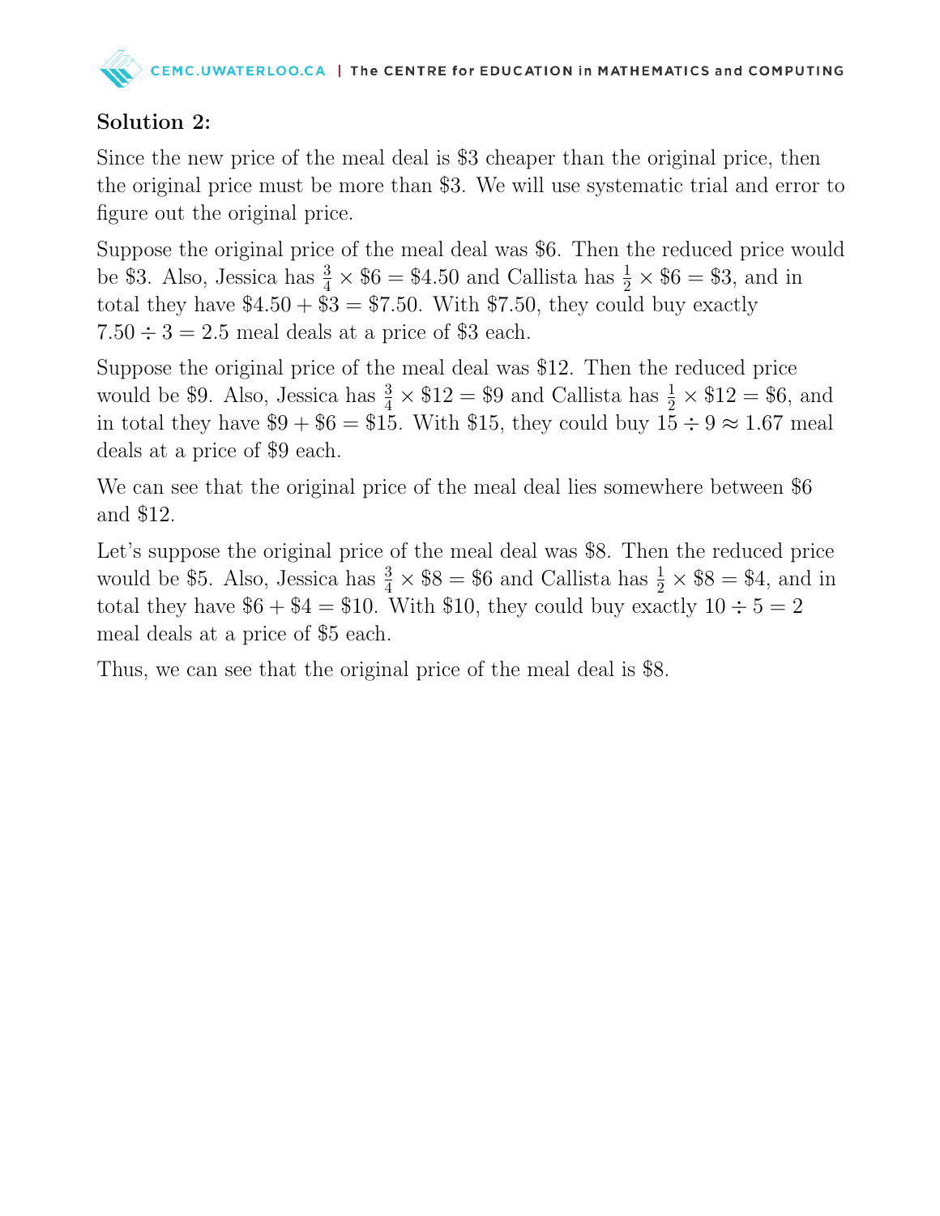**Solution 2:**

Since the new price of the meal deal is \$3 cheaper than the original price, then the original price must be more than \$3. We will use systematic trial and error to figure out the original price.

Suppose the original price of the meal deal was \$6. Then the reduced price would be \$3. Also, Jessica has $\frac{3}{4} \times \$6 = \$4.50$ and Callista has $\frac{1}{2} \times \$6 = \$3$, and in total they have $\$4.50 + \$3 = \$7.50$. With \$7.50, they could buy exactly $7.50 \div 3 = 2.5$ meal deals at a price of \$3 each.

Suppose the original price of the meal deal was \$12. Then the reduced price would be \$9. Also, Jessica has $\frac{3}{4} \times \$12 = \$9$ and Callista has $\frac{1}{2} \times \$12 = \$6$, and in total they have $\$9 + \$6 = \$15$. With \$15, they could buy $15 \div 9 \approx 1.67$ meal deals at a price of \$9 each.

We can see that the original price of the meal deal lies somewhere between \$6 and \$12.

Let's suppose the original price of the meal deal was \$8. Then the reduced price would be \$5. Also, Jessica has $\frac{3}{4} \times \$8 = \$6$ and Callista has $\frac{1}{2} \times \$8 = \$4$, and in total they have $\$6 + \$4 = \$10$. With \$10, they could buy exactly $10 \div 5 = 2$ meal deals at a price of \$5 each.

Thus, we can see that the original price of the meal deal is \$8.